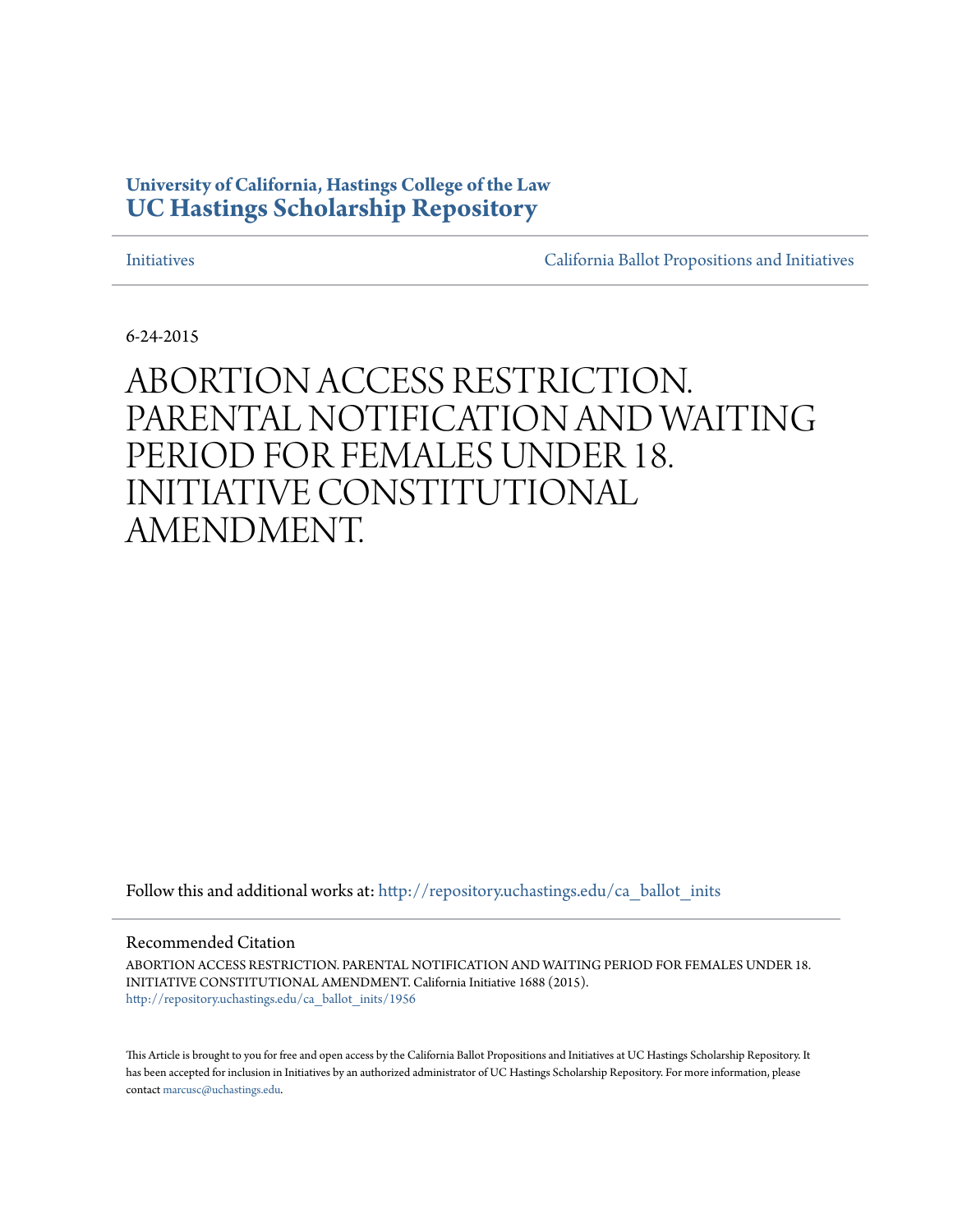**University of California, Hastings College of the Law**
**UC Hastings Scholarship Repository**

Initiatives | California Ballot Propositions and Initiatives

6-24-2015

# ABORTION ACCESS RESTRICTION. PARENTAL NOTIFICATION AND WAITING PERIOD FOR FEMALES UNDER 18. INITIATIVE CONSTITUTIONAL AMENDMENT.

Follow this and additional works at: http://repository.uchastings.edu/ca_ballot_inits

Recommended Citation

ABORTION ACCESS RESTRICTION. PARENTAL NOTIFICATION AND WAITING PERIOD FOR FEMALES UNDER 18. INITIATIVE CONSTITUTIONAL AMENDMENT. California Initiative 1688 (2015).
http://repository.uchastings.edu/ca_ballot_inits/1956

This Article is brought to you for free and open access by the California Ballot Propositions and Initiatives at UC Hastings Scholarship Repository. It has been accepted for inclusion in Initiatives by an authorized administrator of UC Hastings Scholarship Repository. For more information, please contact marcusc@uchastings.edu.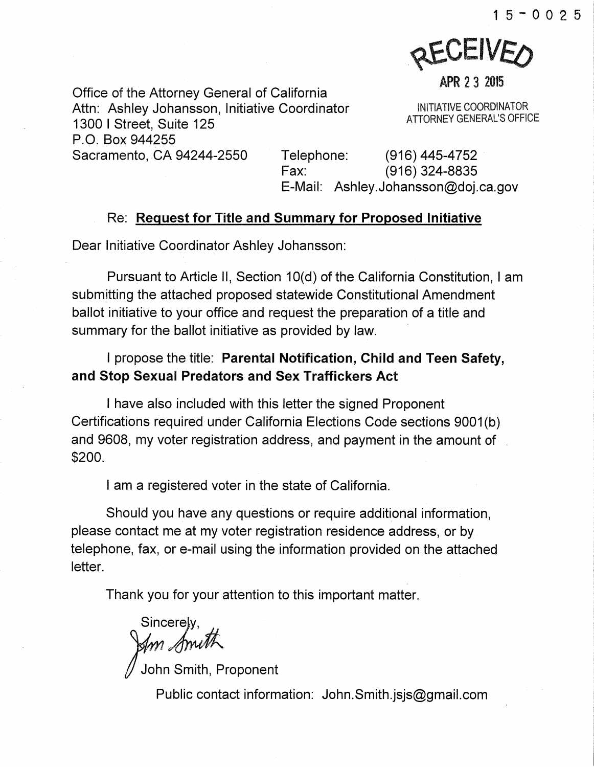15-0025

RECEIVED

APR 23 2015

INITIATIVE COORDINATOR
ATTORNEY GENERAL'S OFFICE

Office of the Attorney General of California
Attn: Ashley Johansson, Initiative Coordinator
1300 I Street, Suite 125
P.O. Box 944255
Sacramento, CA 94244-2550

Telephone: (916) 445-4752
Fax: (916) 324-8835
E-Mail: Ashley.Johansson@doj.ca.gov

Re: **Request for Title and Summary for Proposed Initiative**

Dear Initiative Coordinator Ashley Johansson:

Pursuant to Article II, Section 10(d) of the California Constitution, I am submitting the attached proposed statewide Constitutional Amendment ballot initiative to your office and request the preparation of a title and summary for the ballot initiative as provided by law.

I propose the title: **Parental Notification, Child and Teen Safety, and Stop Sexual Predators and Sex Traffickers Act**

I have also included with this letter the signed Proponent Certifications required under California Elections Code sections 9001(b) and 9608, my voter registration address, and payment in the amount of $200.

I am a registered voter in the state of California.

Should you have any questions or require additional information, please contact me at my voter registration residence address, or by telephone, fax, or e-mail using the information provided on the attached letter.

Thank you for your attention to this important matter.

Sincerely,

John Smith

John Smith, Proponent

Public contact information: John.Smith.jsjs@gmail.com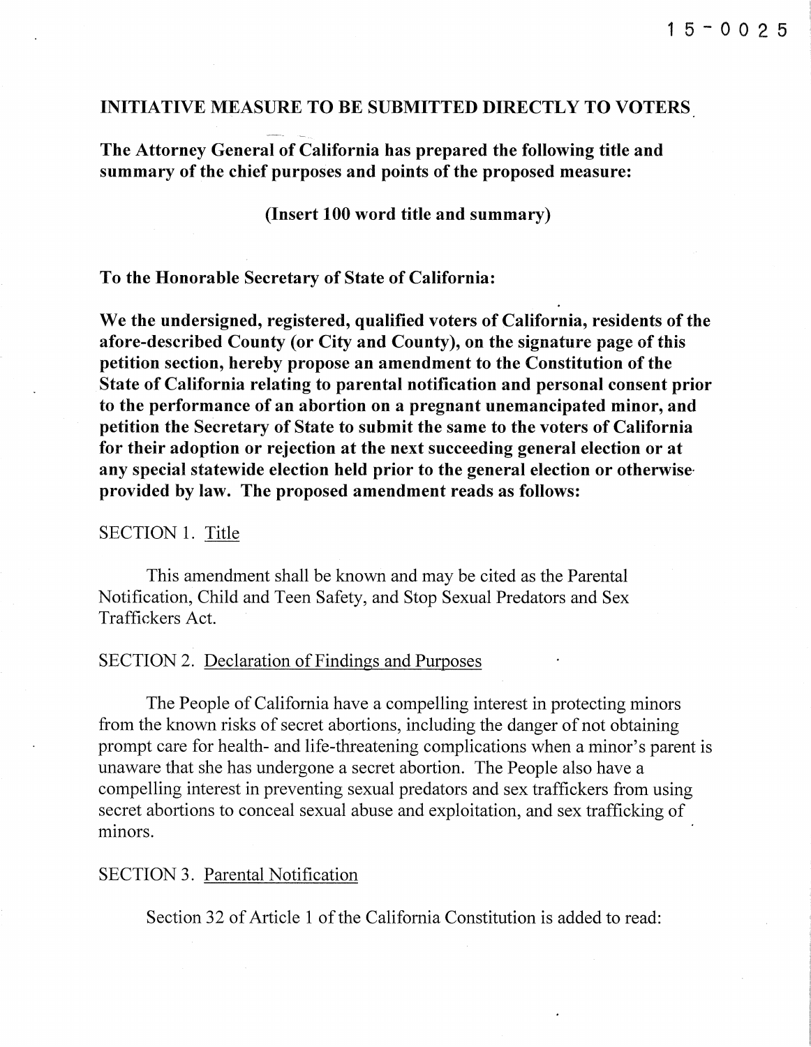15-0025

**INITIATIVE MEASURE TO BE SUBMITTED DIRECTLY TO VOTERS**

**The Attorney General of California has prepared the following title and summary of the chief purposes and points of the proposed measure:**

**(Insert 100 word title and summary)**

**To the Honorable Secretary of State of California:**

**We the undersigned, registered, qualified voters of California, residents of the afore-described County (or City and County), on the signature page of this petition section, hereby propose an amendment to the Constitution of the State of California relating to parental notification and personal consent prior to the performance of an abortion on a pregnant unemancipated minor, and petition the Secretary of State to submit the same to the voters of California for their adoption or rejection at the next succeeding general election or at any special statewide election held prior to the general election or otherwise provided by law. The proposed amendment reads as follows:**

SECTION 1. Title

This amendment shall be known and may be cited as the Parental Notification, Child and Teen Safety, and Stop Sexual Predators and Sex Traffickers Act.

SECTION 2. Declaration of Findings and Purposes

The People of California have a compelling interest in protecting minors from the known risks of secret abortions, including the danger of not obtaining prompt care for health- and life-threatening complications when a minor's parent is unaware that she has undergone a secret abortion. The People also have a compelling interest in preventing sexual predators and sex traffickers from using secret abortions to conceal sexual abuse and exploitation, and sex trafficking of minors.

SECTION 3. Parental Notification

Section 32 of Article 1 of the California Constitution is added to read: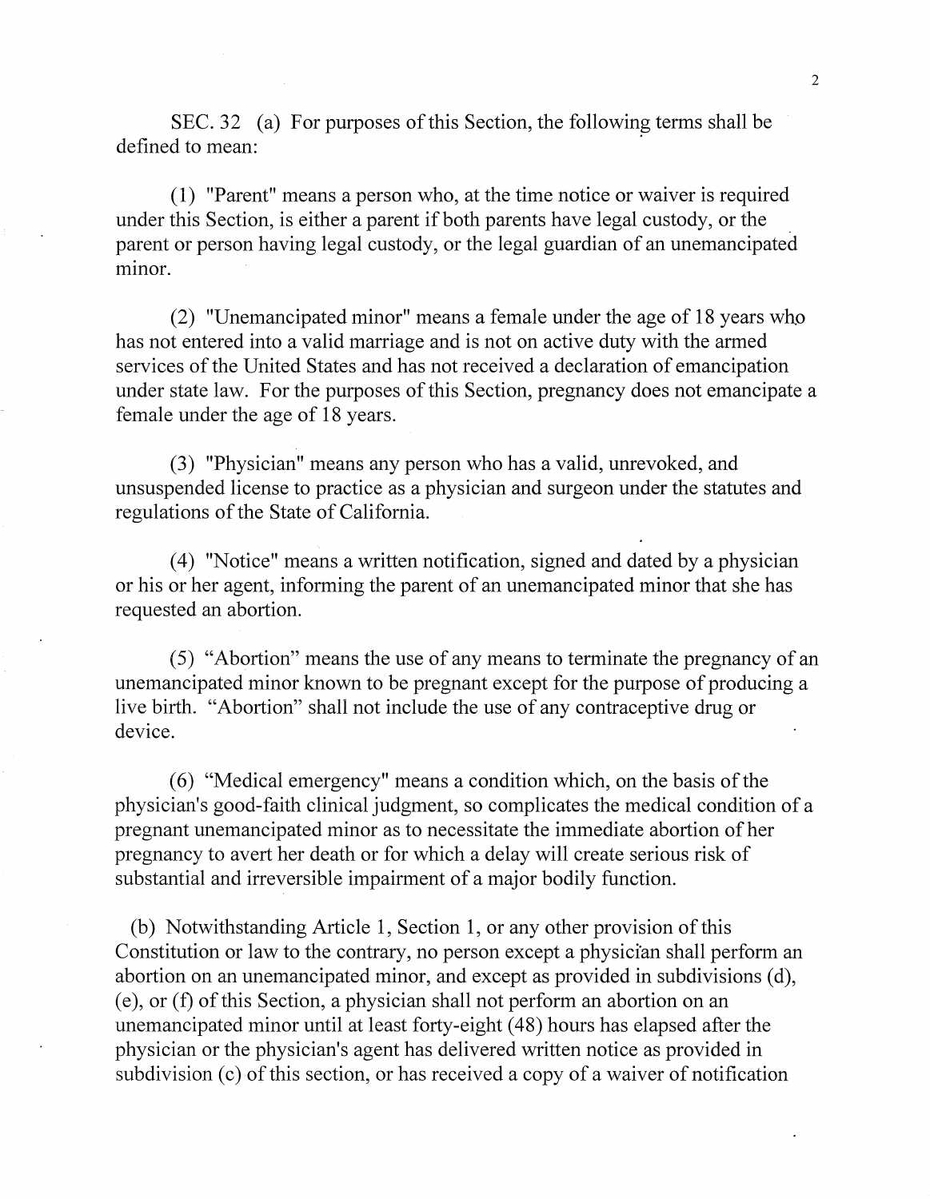SEC. 32 (a) For purposes of this Section, the following terms shall be defined to mean:

(1) "Parent" means a person who, at the time notice or waiver is required under this Section, is either a parent if both parents have legal custody, or the parent or person having legal custody, or the legal guardian of an unemancipated minor.

(2) "Unemancipated minor" means a female under the age of 18 years who has not entered into a valid marriage and is not on active duty with the armed services of the United States and has not received a declaration of emancipation under state law. For the purposes of this Section, pregnancy does not emancipate a female under the age of 18 years.

(3) "Physician" means any person who has a valid, unrevoked, and unsuspended license to practice as a physician and surgeon under the statutes and regulations of the State of California.

(4) "Notice" means a written notification, signed and dated by a physician or his or her agent, informing the parent of an unemancipated minor that she has requested an abortion.

(5) "Abortion" means the use of any means to terminate the pregnancy of an unemancipated minor known to be pregnant except for the purpose of producing a live birth. "Abortion" shall not include the use of any contraceptive drug or device.

(6) "Medical emergency" means a condition which, on the basis of the physician's good-faith clinical judgment, so complicates the medical condition of a pregnant unemancipated minor as to necessitate the immediate abortion of her pregnancy to avert her death or for which a delay will create serious risk of substantial and irreversible impairment of a major bodily function.

(b) Notwithstanding Article 1, Section 1, or any other provision of this Constitution or law to the contrary, no person except a physician shall perform an abortion on an unemancipated minor, and except as provided in subdivisions (d), (e), or (f) of this Section, a physician shall not perform an abortion on an unemancipated minor until at least forty-eight (48) hours has elapsed after the physician or the physician's agent has delivered written notice as provided in subdivision (c) of this section, or has received a copy of a waiver of notification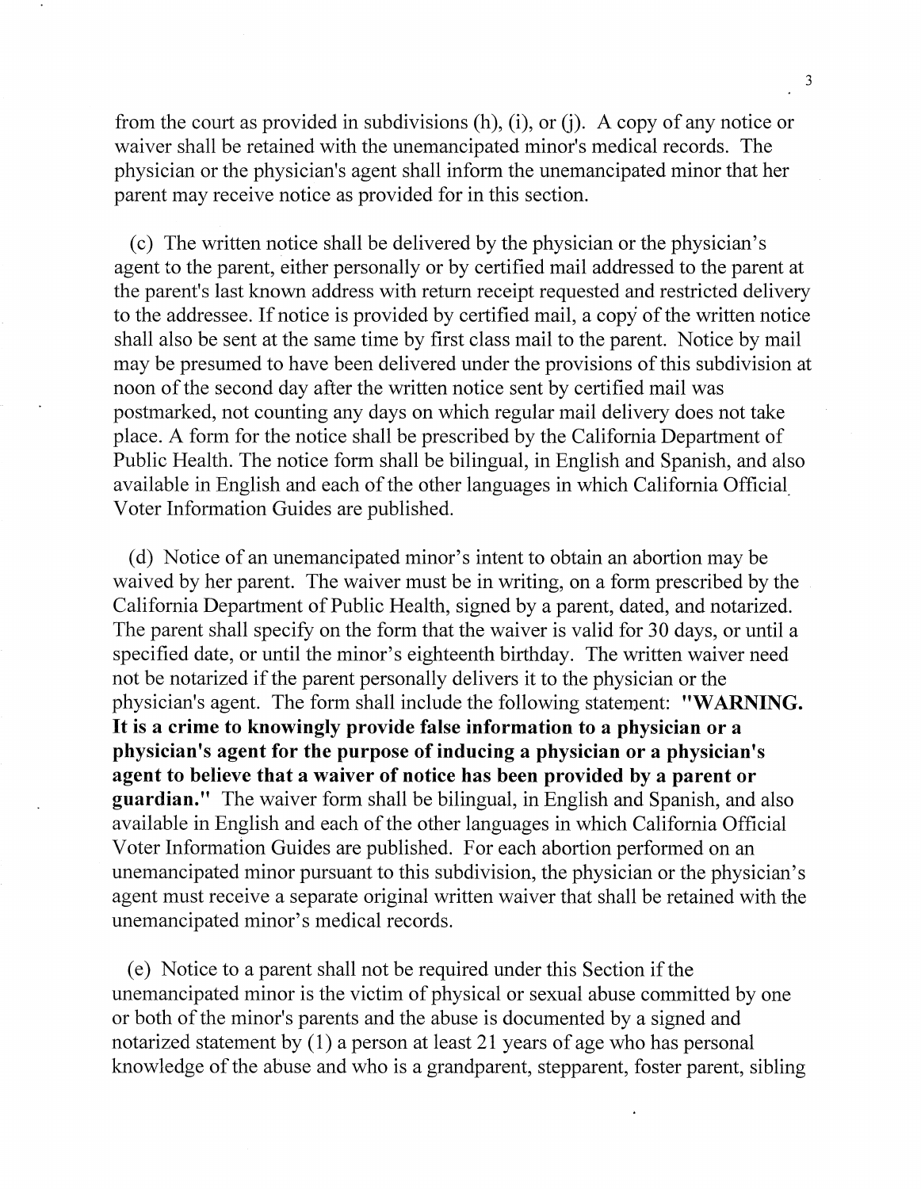from the court as provided in subdivisions (h), (i), or (j). A copy of any notice or waiver shall be retained with the unemancipated minor's medical records. The physician or the physician's agent shall inform the unemancipated minor that her parent may receive notice as provided for in this section.

(c) The written notice shall be delivered by the physician or the physician's agent to the parent, either personally or by certified mail addressed to the parent at the parent's last known address with return receipt requested and restricted delivery to the addressee. If notice is provided by certified mail, a copy of the written notice shall also be sent at the same time by first class mail to the parent. Notice by mail may be presumed to have been delivered under the provisions of this subdivision at noon of the second day after the written notice sent by certified mail was postmarked, not counting any days on which regular mail delivery does not take place. A form for the notice shall be prescribed by the California Department of Public Health. The notice form shall be bilingual, in English and Spanish, and also available in English and each of the other languages in which California Official Voter Information Guides are published.

(d) Notice of an unemancipated minor's intent to obtain an abortion may be waived by her parent. The waiver must be in writing, on a form prescribed by the California Department of Public Health, signed by a parent, dated, and notarized. The parent shall specify on the form that the waiver is valid for 30 days, or until a specified date, or until the minor's eighteenth birthday. The written waiver need not be notarized if the parent personally delivers it to the physician or the physician's agent. The form shall include the following statement: **"WARNING. It is a crime to knowingly provide false information to a physician or a physician's agent for the purpose of inducing a physician or a physician's agent to believe that a waiver of notice has been provided by a parent or guardian."** The waiver form shall be bilingual, in English and Spanish, and also available in English and each of the other languages in which California Official Voter Information Guides are published. For each abortion performed on an unemancipated minor pursuant to this subdivision, the physician or the physician's agent must receive a separate original written waiver that shall be retained with the unemancipated minor's medical records.

(e) Notice to a parent shall not be required under this Section if the unemancipated minor is the victim of physical or sexual abuse committed by one or both of the minor's parents and the abuse is documented by a signed and notarized statement by (1) a person at least 21 years of age who has personal knowledge of the abuse and who is a grandparent, stepparent, foster parent, sibling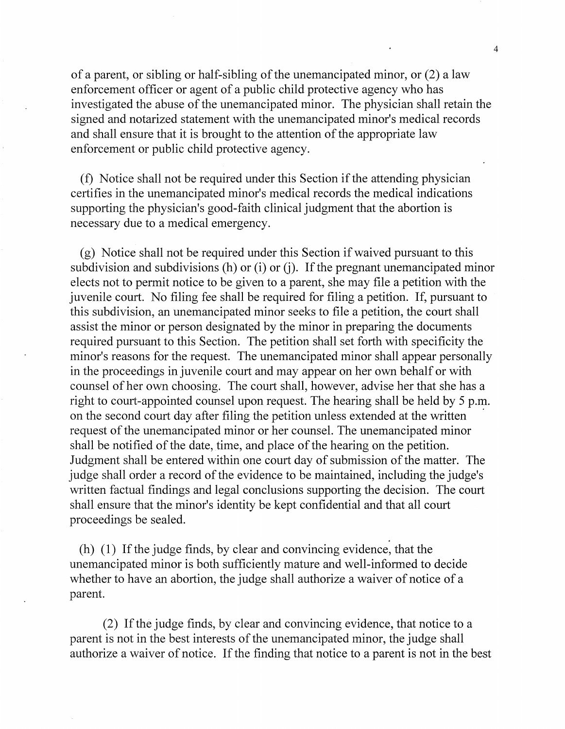of a parent, or sibling or half-sibling of the unemancipated minor, or (2) a law enforcement officer or agent of a public child protective agency who has investigated the abuse of the unemancipated minor. The physician shall retain the signed and notarized statement with the unemancipated minor's medical records and shall ensure that it is brought to the attention of the appropriate law enforcement or public child protective agency.

(f) Notice shall not be required under this Section if the attending physician certifies in the unemancipated minor's medical records the medical indications supporting the physician's good-faith clinical judgment that the abortion is necessary due to a medical emergency.

(g) Notice shall not be required under this Section if waived pursuant to this subdivision and subdivisions (h) or (i) or (j). If the pregnant unemancipated minor elects not to permit notice to be given to a parent, she may file a petition with the juvenile court. No filing fee shall be required for filing a petition. If, pursuant to this subdivision, an unemancipated minor seeks to file a petition, the court shall assist the minor or person designated by the minor in preparing the documents required pursuant to this Section. The petition shall set forth with specificity the minor's reasons for the request. The unemancipated minor shall appear personally in the proceedings in juvenile court and may appear on her own behalf or with counsel of her own choosing. The court shall, however, advise her that she has a right to court-appointed counsel upon request. The hearing shall be held by 5 p.m. on the second court day after filing the petition unless extended at the written request of the unemancipated minor or her counsel. The unemancipated minor shall be notified of the date, time, and place of the hearing on the petition. Judgment shall be entered within one court day of submission of the matter. The judge shall order a record of the evidence to be maintained, including the judge's written factual findings and legal conclusions supporting the decision. The court shall ensure that the minor's identity be kept confidential and that all court proceedings be sealed.

(h) (1) If the judge finds, by clear and convincing evidence, that the unemancipated minor is both sufficiently mature and well-informed to decide whether to have an abortion, the judge shall authorize a waiver of notice of a parent.

(2) If the judge finds, by clear and convincing evidence, that notice to a parent is not in the best interests of the unemancipated minor, the judge shall authorize a waiver of notice. If the finding that notice to a parent is not in the best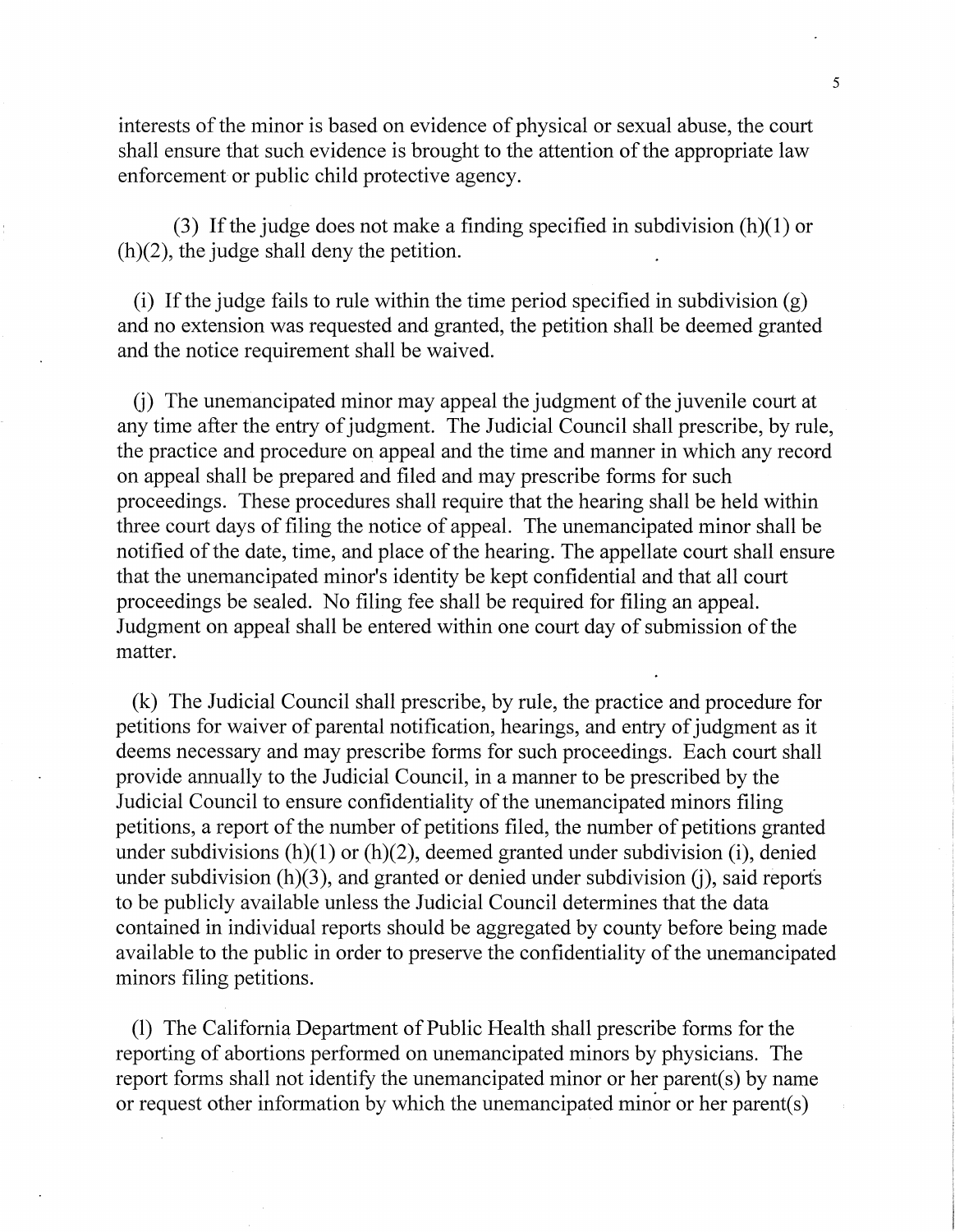interests of the minor is based on evidence of physical or sexual abuse, the court shall ensure that such evidence is brought to the attention of the appropriate law enforcement or public child protective agency.

(3) If the judge does not make a finding specified in subdivision (h)(1) or (h)(2), the judge shall deny the petition.

(i) If the judge fails to rule within the time period specified in subdivision (g) and no extension was requested and granted, the petition shall be deemed granted and the notice requirement shall be waived.

(j) The unemancipated minor may appeal the judgment of the juvenile court at any time after the entry of judgment. The Judicial Council shall prescribe, by rule, the practice and procedure on appeal and the time and manner in which any record on appeal shall be prepared and filed and may prescribe forms for such proceedings. These procedures shall require that the hearing shall be held within three court days of filing the notice of appeal. The unemancipated minor shall be notified of the date, time, and place of the hearing. The appellate court shall ensure that the unemancipated minor's identity be kept confidential and that all court proceedings be sealed. No filing fee shall be required for filing an appeal. Judgment on appeal shall be entered within one court day of submission of the matter.

(k) The Judicial Council shall prescribe, by rule, the practice and procedure for petitions for waiver of parental notification, hearings, and entry of judgment as it deems necessary and may prescribe forms for such proceedings. Each court shall provide annually to the Judicial Council, in a manner to be prescribed by the Judicial Council to ensure confidentiality of the unemancipated minors filing petitions, a report of the number of petitions filed, the number of petitions granted under subdivisions (h)(1) or (h)(2), deemed granted under subdivision (i), denied under subdivision (h)(3), and granted or denied under subdivision (j), said reports to be publicly available unless the Judicial Council determines that the data contained in individual reports should be aggregated by county before being made available to the public in order to preserve the confidentiality of the unemancipated minors filing petitions.

(l) The California Department of Public Health shall prescribe forms for the reporting of abortions performed on unemancipated minors by physicians. The report forms shall not identify the unemancipated minor or her parent(s) by name or request other information by which the unemancipated minor or her parent(s)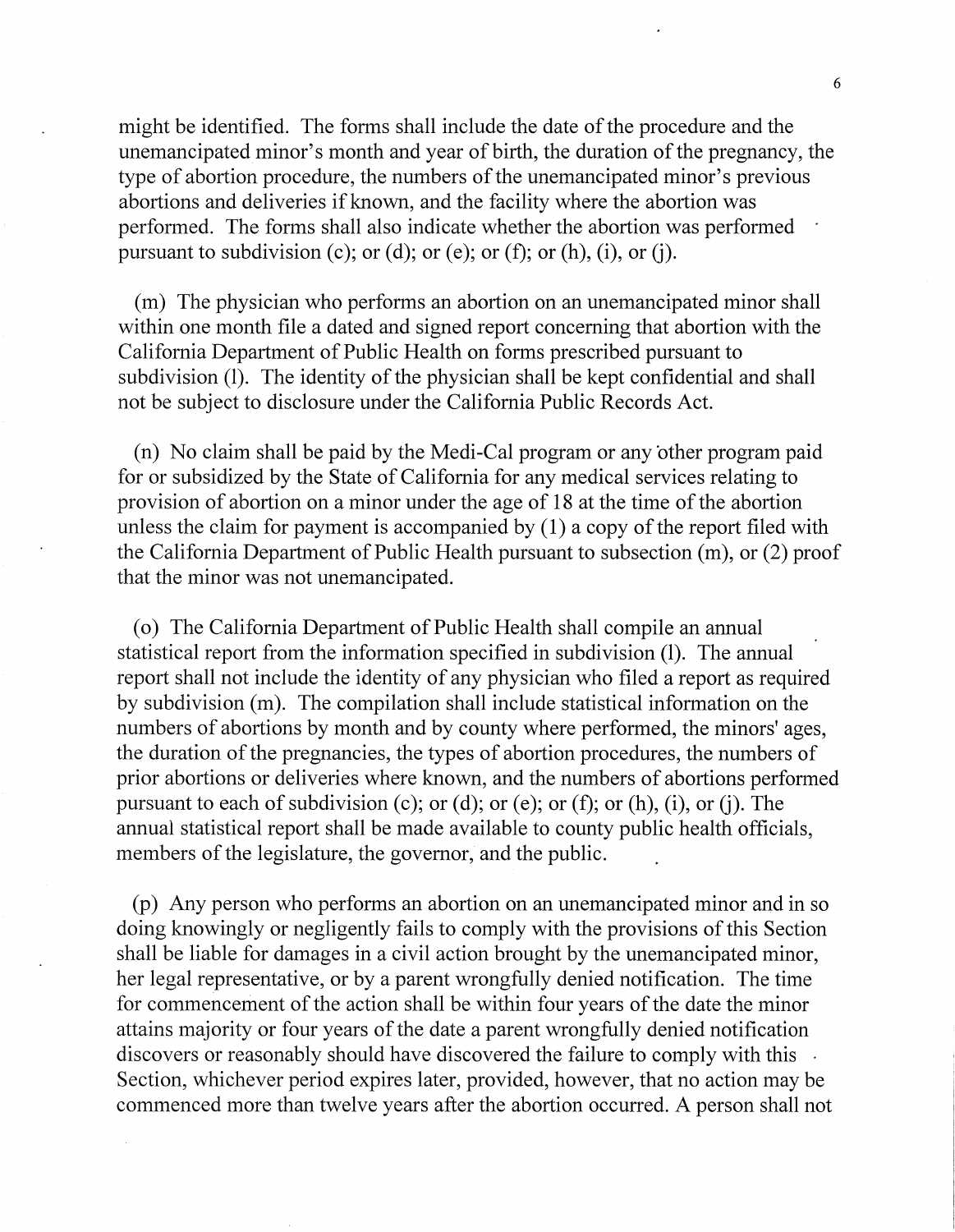might be identified. The forms shall include the date of the procedure and the unemancipated minor's month and year of birth, the duration of the pregnancy, the type of abortion procedure, the numbers of the unemancipated minor's previous abortions and deliveries if known, and the facility where the abortion was performed. The forms shall also indicate whether the abortion was performed pursuant to subdivision (c); or (d); or (e); or (f); or (h), (i), or (j).

(m) The physician who performs an abortion on an unemancipated minor shall within one month file a dated and signed report concerning that abortion with the California Department of Public Health on forms prescribed pursuant to subdivision (l). The identity of the physician shall be kept confidential and shall not be subject to disclosure under the California Public Records Act.

(n) No claim shall be paid by the Medi-Cal program or any other program paid for or subsidized by the State of California for any medical services relating to provision of abortion on a minor under the age of 18 at the time of the abortion unless the claim for payment is accompanied by (1) a copy of the report filed with the California Department of Public Health pursuant to subsection (m), or (2) proof that the minor was not unemancipated.

(o) The California Department of Public Health shall compile an annual statistical report from the information specified in subdivision (l). The annual report shall not include the identity of any physician who filed a report as required by subdivision (m). The compilation shall include statistical information on the numbers of abortions by month and by county where performed, the minors' ages, the duration of the pregnancies, the types of abortion procedures, the numbers of prior abortions or deliveries where known, and the numbers of abortions performed pursuant to each of subdivision (c); or (d); or (e); or (f); or (h), (i), or (j). The annual statistical report shall be made available to county public health officials, members of the legislature, the governor, and the public.

(p) Any person who performs an abortion on an unemancipated minor and in so doing knowingly or negligently fails to comply with the provisions of this Section shall be liable for damages in a civil action brought by the unemancipated minor, her legal representative, or by a parent wrongfully denied notification. The time for commencement of the action shall be within four years of the date the minor attains majority or four years of the date a parent wrongfully denied notification discovers or reasonably should have discovered the failure to comply with this Section, whichever period expires later, provided, however, that no action may be commenced more than twelve years after the abortion occurred. A person shall not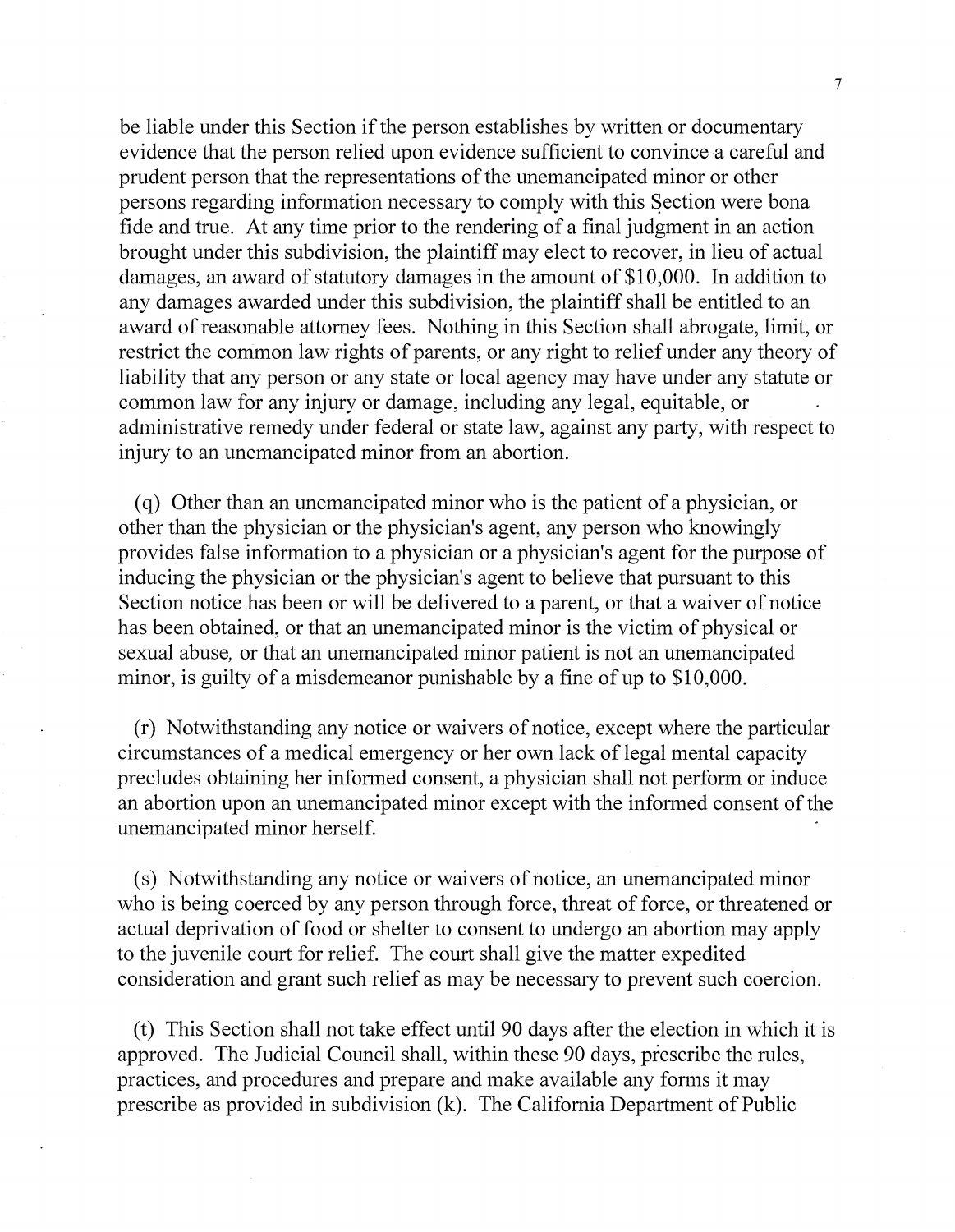be liable under this Section if the person establishes by written or documentary evidence that the person relied upon evidence sufficient to convince a careful and prudent person that the representations of the unemancipated minor or other persons regarding information necessary to comply with this Section were bona fide and true. At any time prior to the rendering of a final judgment in an action brought under this subdivision, the plaintiff may elect to recover, in lieu of actual damages, an award of statutory damages in the amount of $10,000. In addition to any damages awarded under this subdivision, the plaintiff shall be entitled to an award of reasonable attorney fees. Nothing in this Section shall abrogate, limit, or restrict the common law rights of parents, or any right to relief under any theory of liability that any person or any state or local agency may have under any statute or common law for any injury or damage, including any legal, equitable, or administrative remedy under federal or state law, against any party, with respect to injury to an unemancipated minor from an abortion.

(q) Other than an unemancipated minor who is the patient of a physician, or other than the physician or the physician's agent, any person who knowingly provides false information to a physician or a physician's agent for the purpose of inducing the physician or the physician's agent to believe that pursuant to this Section notice has been or will be delivered to a parent, or that a waiver of notice has been obtained, or that an unemancipated minor is the victim of physical or sexual abuse, or that an unemancipated minor patient is not an unemancipated minor, is guilty of a misdemeanor punishable by a fine of up to $10,000.

(r) Notwithstanding any notice or waivers of notice, except where the particular circumstances of a medical emergency or her own lack of legal mental capacity precludes obtaining her informed consent, a physician shall not perform or induce an abortion upon an unemancipated minor except with the informed consent of the unemancipated minor herself.

(s) Notwithstanding any notice or waivers of notice, an unemancipated minor who is being coerced by any person through force, threat of force, or threatened or actual deprivation of food or shelter to consent to undergo an abortion may apply to the juvenile court for relief. The court shall give the matter expedited consideration and grant such relief as may be necessary to prevent such coercion.

(t) This Section shall not take effect until 90 days after the election in which it is approved. The Judicial Council shall, within these 90 days, prescribe the rules, practices, and procedures and prepare and make available any forms it may prescribe as provided in subdivision (k). The California Department of Public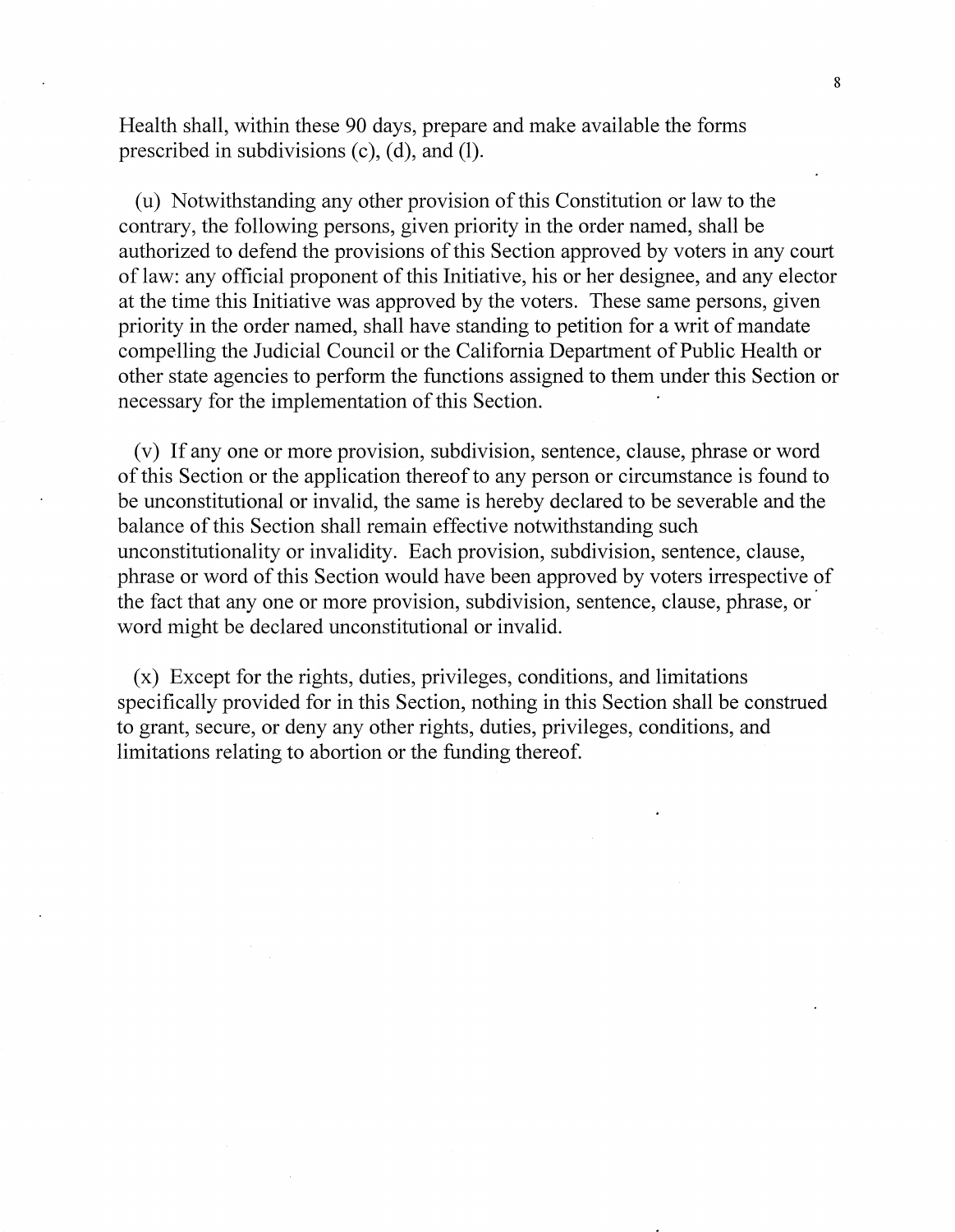Health shall, within these 90 days, prepare and make available the forms prescribed in subdivisions (c), (d), and (l).

(u) Notwithstanding any other provision of this Constitution or law to the contrary, the following persons, given priority in the order named, shall be authorized to defend the provisions of this Section approved by voters in any court of law: any official proponent of this Initiative, his or her designee, and any elector at the time this Initiative was approved by the voters. These same persons, given priority in the order named, shall have standing to petition for a writ of mandate compelling the Judicial Council or the California Department of Public Health or other state agencies to perform the functions assigned to them under this Section or necessary for the implementation of this Section.

(v) If any one or more provision, subdivision, sentence, clause, phrase or word of this Section or the application thereof to any person or circumstance is found to be unconstitutional or invalid, the same is hereby declared to be severable and the balance of this Section shall remain effective notwithstanding such unconstitutionality or invalidity. Each provision, subdivision, sentence, clause, phrase or word of this Section would have been approved by voters irrespective of the fact that any one or more provision, subdivision, sentence, clause, phrase, or word might be declared unconstitutional or invalid.

(x) Except for the rights, duties, privileges, conditions, and limitations specifically provided for in this Section, nothing in this Section shall be construed to grant, secure, or deny any other rights, duties, privileges, conditions, and limitations relating to abortion or the funding thereof.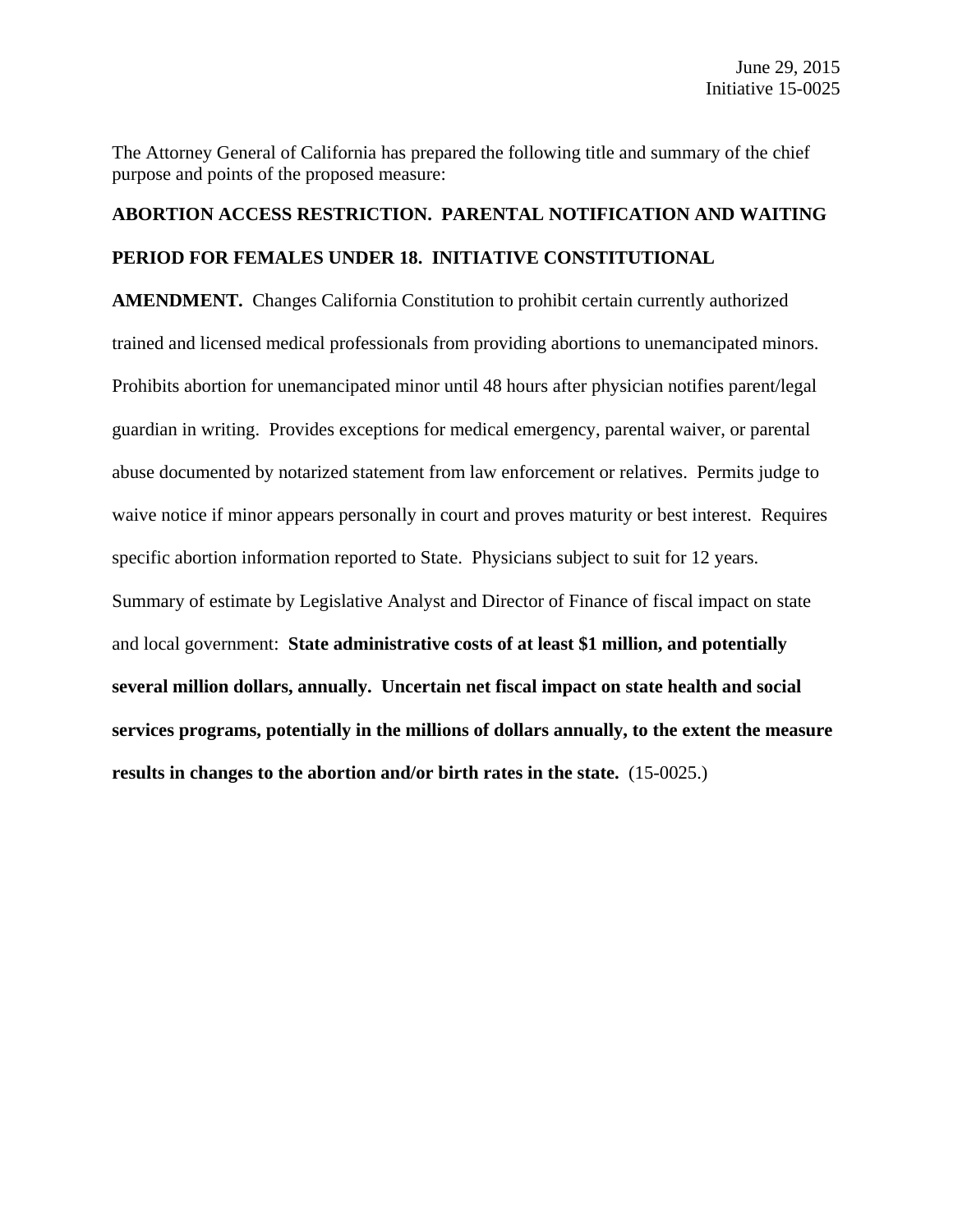June 29, 2015
Initiative 15-0025

The Attorney General of California has prepared the following title and summary of the chief purpose and points of the proposed measure:

**ABORTION ACCESS RESTRICTION. PARENTAL NOTIFICATION AND WAITING PERIOD FOR FEMALES UNDER 18. INITIATIVE CONSTITUTIONAL AMENDMENT.** Changes California Constitution to prohibit certain currently authorized trained and licensed medical professionals from providing abortions to unemancipated minors. Prohibits abortion for unemancipated minor until 48 hours after physician notifies parent/legal guardian in writing. Provides exceptions for medical emergency, parental waiver, or parental abuse documented by notarized statement from law enforcement or relatives. Permits judge to waive notice if minor appears personally in court and proves maturity or best interest. Requires specific abortion information reported to State. Physicians subject to suit for 12 years. Summary of estimate by Legislative Analyst and Director of Finance of fiscal impact on state and local government: **State administrative costs of at least $1 million, and potentially several million dollars, annually. Uncertain net fiscal impact on state health and social services programs, potentially in the millions of dollars annually, to the extent the measure results in changes to the abortion and/or birth rates in the state.** (15-0025.)